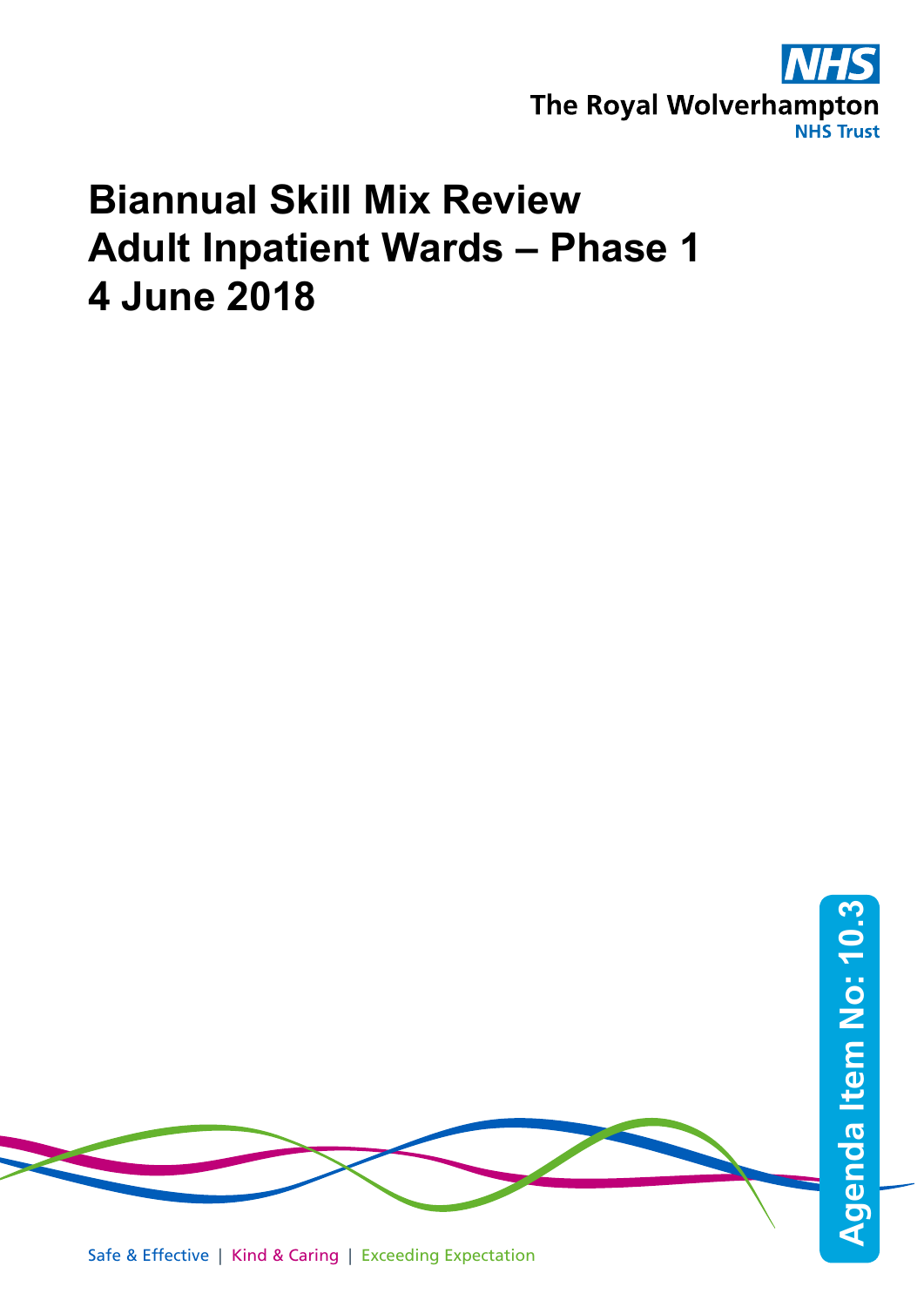The Royal Wolverhampton NHS Trust

# Biannual Skill Mix Review
# Adult Inpatient Wards – Phase 1
# 4 June 2018

Agenda Item No: 10.3

Safe & Effective | Kind & Caring | Exceeding Expectation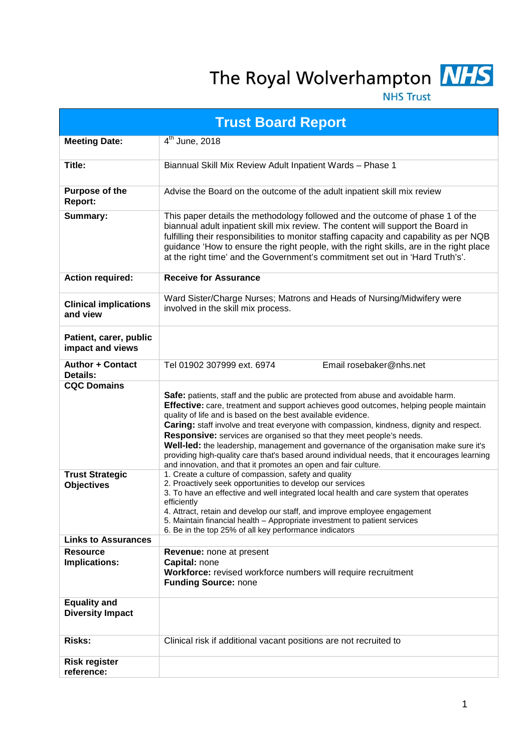The Royal Wolverhampton NHS Trust

# Trust Board Report

| | |
|---|---|
| **Meeting Date:** | 4th June, 2018 |
| **Title:** | Biannual Skill Mix Review Adult Inpatient Wards – Phase 1 |
| **Purpose of the Report:** | Advise the Board on the outcome of the adult inpatient skill mix review |
| **Summary:** | This paper details the methodology followed and the outcome of phase 1 of the biannual adult inpatient skill mix review. The content will support the Board in fulfilling their responsibilities to monitor staffing capacity and capability as per NQB guidance 'How to ensure the right people, with the right skills, are in the right place at the right time' and the Government's commitment set out in 'Hard Truth's'. |
| **Action required:** | **Receive for Assurance** |
| **Clinical implications and view** | Ward Sister/Charge Nurses; Matrons and Heads of Nursing/Midwifery were involved in the skill mix process. |
| **Patient, carer, public impact and views** | |
| **Author + Contact Details:** | Tel 01902 307999 ext. 6974 Email rosebaker@nhs.net |
| **CQC Domains** | **Safe:** patients, staff and the public are protected from abuse and avoidable harm.<br>**Effective:** care, treatment and support achieves good outcomes, helping people maintain quality of life and is based on the best available evidence.<br>**Caring:** staff involve and treat everyone with compassion, kindness, dignity and respect.<br>**Responsive:** services are organised so that they meet people's needs.<br>**Well-led:** the leadership, management and governance of the organisation make sure it's providing high-quality care that's based around individual needs, that it encourages learning and innovation, and that it promotes an open and fair culture. |
| **Trust Strategic Objectives** | 1. Create a culture of compassion, safety and quality<br>2. Proactively seek opportunities to develop our services<br>3. To have an effective and well integrated local health and care system that operates efficiently<br>4. Attract, retain and develop our staff, and improve employee engagement<br>5. Maintain financial health – Appropriate investment to patient services<br>6. Be in the top 25% of all key performance indicators |
| **Links to Assurances** | |
| **Resource Implications:** | **Revenue:** none at present<br>**Capital:** none<br>**Workforce:** revised workforce numbers will require recruitment<br>**Funding Source:** none |
| **Equality and Diversity Impact** | |
| **Risks:** | Clinical risk if additional vacant positions are not recruited to |
| **Risk register reference:** | |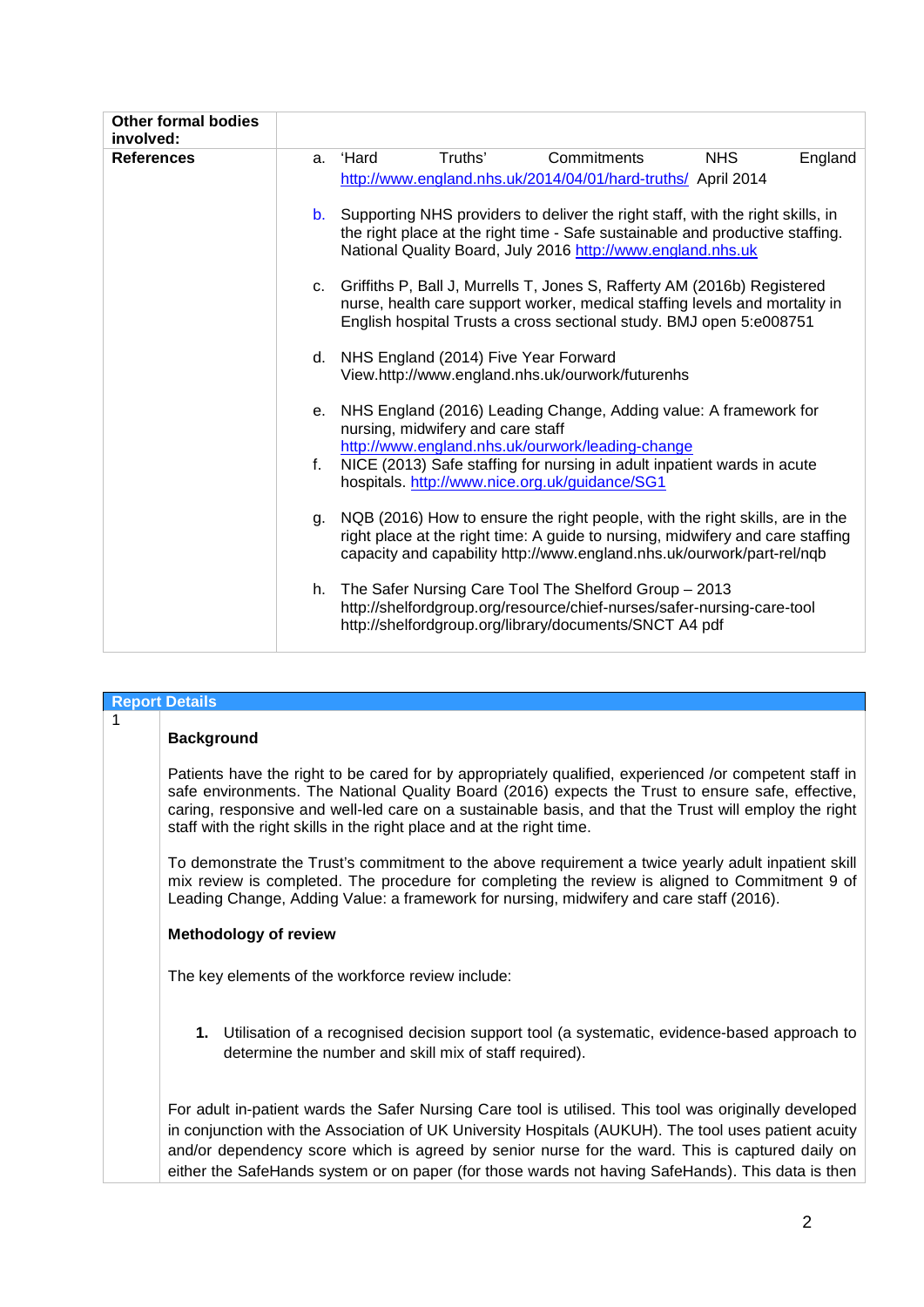| **Other formal bodies involved:** | |
|---|---|
| **References** | a. 'Hard Truths' Commitments NHS England http://www.england.nhs.uk/2014/04/01/hard-truths/ April 2014<br><br>b. Supporting NHS providers to deliver the right staff, with the right skills, in the right place at the right time - Safe sustainable and productive staffing. National Quality Board, July 2016 http://www.england.nhs.uk<br><br>c. Griffiths P, Ball J, Murrells T, Jones S, Rafferty AM (2016b) Registered nurse, health care support worker, medical staffing levels and mortality in English hospital Trusts a cross sectional study. BMJ open 5:e008751<br><br>d. NHS England (2014) Five Year Forward View.http://www.england.nhs.uk/ourwork/futurenhs<br><br>e. NHS England (2016) Leading Change, Adding value: A framework for nursing, midwifery and care staff http://www.england.nhs.uk/ourwork/leading-change<br>f. NICE (2013) Safe staffing for nursing in adult inpatient wards in acute hospitals. http://www.nice.org.uk/guidance/SG1<br><br>g. NQB (2016) How to ensure the right people, with the right skills, are in the right place at the right time: A guide to nursing, midwifery and care staffing capacity and capability http://www.england.nhs.uk/ourwork/part-rel/nqb<br><br>h. The Safer Nursing Care Tool The Shelford Group – 2013 http://shelfordgroup.org/resource/chief-nurses/safer-nursing-care-tool http://shelfordgroup.org/library/documents/SNCT A4 pdf |

**Report Details**

1

**Background**

Patients have the right to be cared for by appropriately qualified, experienced /or competent staff in safe environments. The National Quality Board (2016) expects the Trust to ensure safe, effective, caring, responsive and well-led care on a sustainable basis, and that the Trust will employ the right staff with the right skills in the right place and at the right time.

To demonstrate the Trust's commitment to the above requirement a twice yearly adult inpatient skill mix review is completed. The procedure for completing the review is aligned to Commitment 9 of Leading Change, Adding Value: a framework for nursing, midwifery and care staff (2016).

**Methodology of review**

The key elements of the workforce review include:

1. Utilisation of a recognised decision support tool (a systematic, evidence-based approach to determine the number and skill mix of staff required).

For adult in-patient wards the Safer Nursing Care tool is utilised. This tool was originally developed in conjunction with the Association of UK University Hospitals (AUKUH). The tool uses patient acuity and/or dependency score which is agreed by senior nurse for the ward. This is captured daily on either the SafeHands system or on paper (for those wards not having SafeHands). This data is then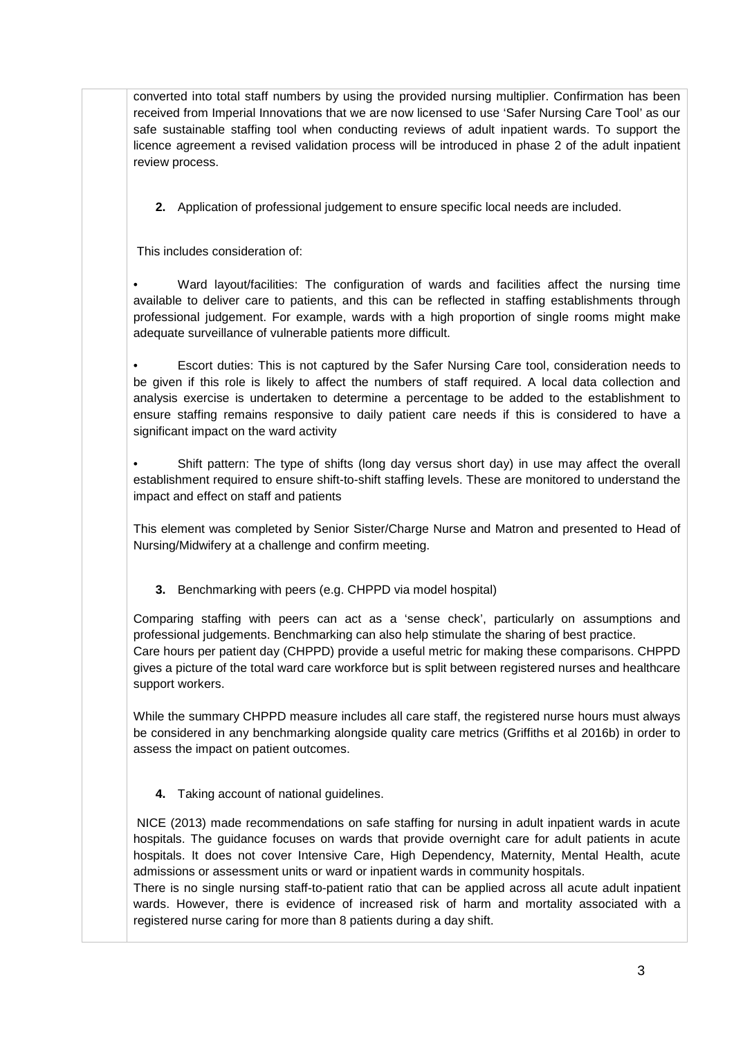converted into total staff numbers by using the provided nursing multiplier. Confirmation has been received from Imperial Innovations that we are now licensed to use 'Safer Nursing Care Tool' as our safe sustainable staffing tool when conducting reviews of adult inpatient wards. To support the licence agreement a revised validation process will be introduced in phase 2 of the adult inpatient review process.

**2.** Application of professional judgement to ensure specific local needs are included.

This includes consideration of:

- Ward layout/facilities: The configuration of wards and facilities affect the nursing time available to deliver care to patients, and this can be reflected in staffing establishments through professional judgement. For example, wards with a high proportion of single rooms might make adequate surveillance of vulnerable patients more difficult.

- Escort duties: This is not captured by the Safer Nursing Care tool, consideration needs to be given if this role is likely to affect the numbers of staff required. A local data collection and analysis exercise is undertaken to determine a percentage to be added to the establishment to ensure staffing remains responsive to daily patient care needs if this is considered to have a significant impact on the ward activity

- Shift pattern: The type of shifts (long day versus short day) in use may affect the overall establishment required to ensure shift-to-shift staffing levels. These are monitored to understand the impact and effect on staff and patients

This element was completed by Senior Sister/Charge Nurse and Matron and presented to Head of Nursing/Midwifery at a challenge and confirm meeting.

**3.** Benchmarking with peers (e.g. CHPPD via model hospital)

Comparing staffing with peers can act as a 'sense check', particularly on assumptions and professional judgements. Benchmarking can also help stimulate the sharing of best practice.
Care hours per patient day (CHPPD) provide a useful metric for making these comparisons. CHPPD gives a picture of the total ward care workforce but is split between registered nurses and healthcare support workers.

While the summary CHPPD measure includes all care staff, the registered nurse hours must always be considered in any benchmarking alongside quality care metrics (Griffiths et al 2016b) in order to assess the impact on patient outcomes.

**4.** Taking account of national guidelines.

NICE (2013) made recommendations on safe staffing for nursing in adult inpatient wards in acute hospitals. The guidance focuses on wards that provide overnight care for adult patients in acute hospitals. It does not cover Intensive Care, High Dependency, Maternity, Mental Health, acute admissions or assessment units or ward or inpatient wards in community hospitals.
There is no single nursing staff-to-patient ratio that can be applied across all acute adult inpatient wards. However, there is evidence of increased risk of harm and mortality associated with a registered nurse caring for more than 8 patients during a day shift.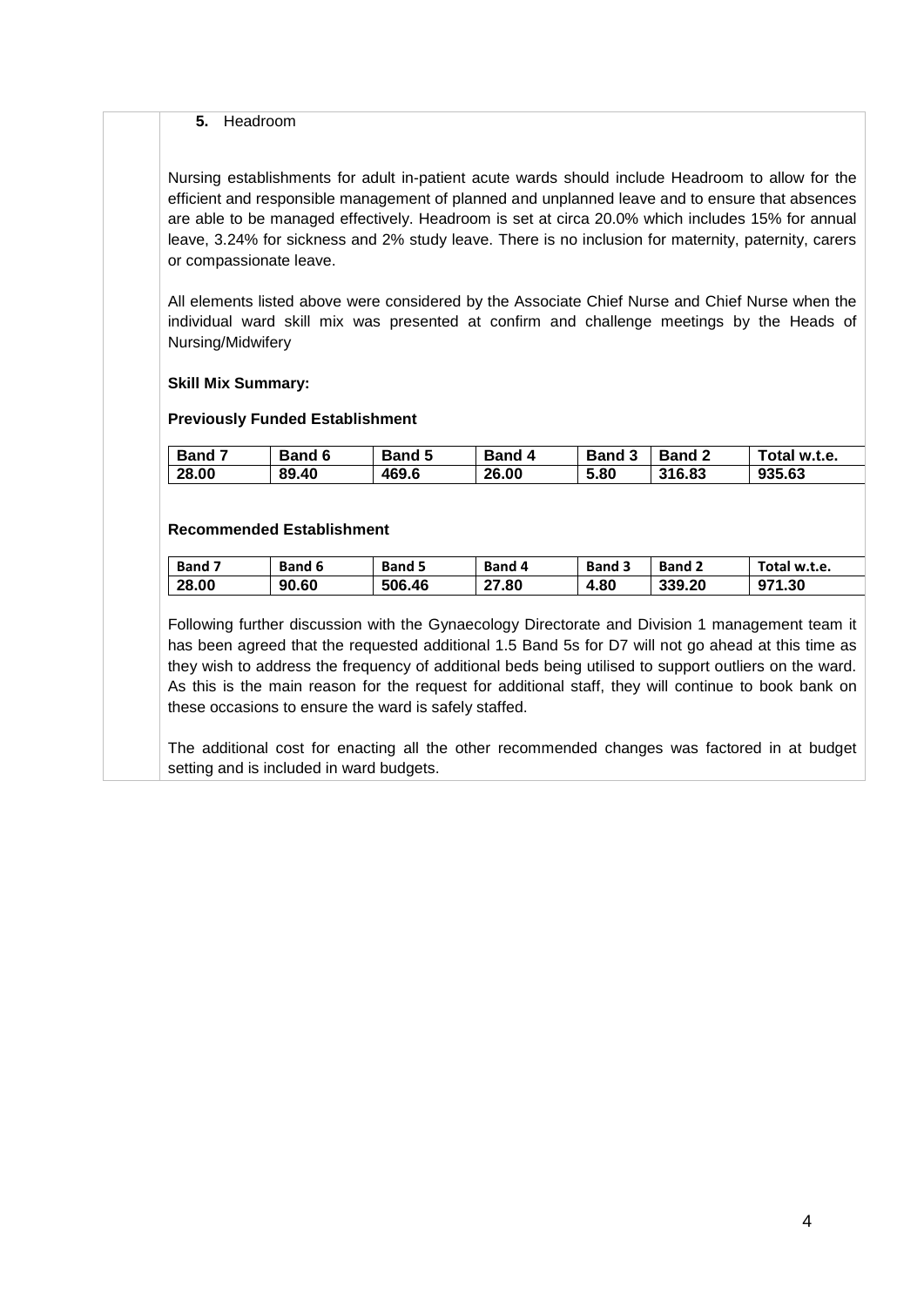5. Headroom

Nursing establishments for adult in-patient acute wards should include Headroom to allow for the efficient and responsible management of planned and unplanned leave and to ensure that absences are able to be managed effectively. Headroom is set at circa 20.0% which includes 15% for annual leave, 3.24% for sickness and 2% study leave. There is no inclusion for maternity, paternity, carers or compassionate leave.

All elements listed above were considered by the Associate Chief Nurse and Chief Nurse when the individual ward skill mix was presented at confirm and challenge meetings by the Heads of Nursing/Midwifery

**Skill Mix Summary:**

**Previously Funded Establishment**

| Band 7 | Band 6 | Band 5 | Band 4 | Band 3 | Band 2 | Total w.t.e. |
|---|---|---|---|---|---|---|
| 28.00 | 89.40 | 469.6 | 26.00 | 5.80 | 316.83 | 935.63 |

**Recommended Establishment**

| Band 7 | Band 6 | Band 5 | Band 4 | Band 3 | Band 2 | Total w.t.e. |
|---|---|---|---|---|---|---|
| 28.00 | 90.60 | 506.46 | 27.80 | 4.80 | 339.20 | 971.30 |

Following further discussion with the Gynaecology Directorate and Division 1 management team it has been agreed that the requested additional 1.5 Band 5s for D7 will not go ahead at this time as they wish to address the frequency of additional beds being utilised to support outliers on the ward. As this is the main reason for the request for additional staff, they will continue to book bank on these occasions to ensure the ward is safely staffed.

The additional cost for enacting all the other recommended changes was factored in at budget setting and is included in ward budgets.